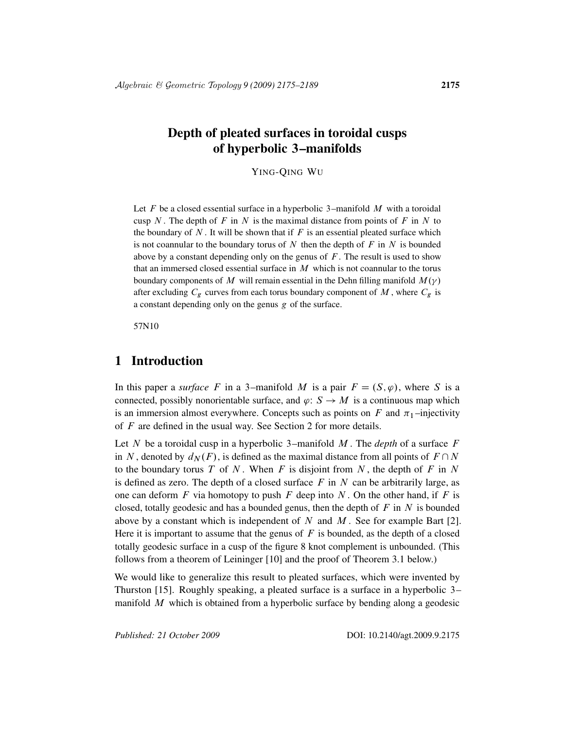# Depth of pleated surfaces in toroidal cusps of hyperbolic 3–manifolds

YING-QING WU

Let $F$ be a closed essential surface in a hyperbolic 3–manifold $M$ with a toroidal cusp $N$. The depth of $F$ in $N$ is the maximal distance from points of $F$ in $N$ to the boundary of $N$. It will be shown that if $F$ is an essential pleated surface which is not coannular to the boundary torus of $N$ then the depth of $F$ in $N$ is bounded above by a constant depending only on the genus of $F$. The result is used to show that an immersed closed essential surface in $M$ which is not coannular to the torus boundary components of $M$ will remain essential in the Dehn filling manifold $M(\gamma)$ after excluding $C_g$ curves from each torus boundary component of $M$, where $C_g$ is a constant depending only on the genus $g$ of the surface.

57N10

## 1 Introduction

In this paper a *surface* $F$ in a 3–manifold $M$ is a pair $F = (S, \varphi)$, where $S$ is a connected, possibly nonorientable surface, and $\varphi\colon S \to M$ is a continuous map which is an immersion almost everywhere. Concepts such as points on $F$ and $\pi_1$–injectivity of $F$ are defined in the usual way. See Section 2 for more details.

Let $N$ be a toroidal cusp in a hyperbolic 3–manifold $M$. The *depth* of a surface $F$ in $N$, denoted by $d_N(F)$, is defined as the maximal distance from all points of $F \cap N$ to the boundary torus $T$ of $N$. When $F$ is disjoint from $N$, the depth of $F$ in $N$ is defined as zero. The depth of a closed surface $F$ in $N$ can be arbitrarily large, as one can deform $F$ via homotopy to push $F$ deep into $N$. On the other hand, if $F$ is closed, totally geodesic and has a bounded genus, then the depth of $F$ in $N$ is bounded above by a constant which is independent of $N$ and $M$. See for example Bart [2]. Here it is important to assume that the genus of $F$ is bounded, as the depth of a closed totally geodesic surface in a cusp of the figure 8 knot complement is unbounded. (This follows from a theorem of Leininger [10] and the proof of Theorem 3.1 below.)

We would like to generalize this result to pleated surfaces, which were invented by Thurston [15]. Roughly speaking, a pleated surface is a surface in a hyperbolic 3–manifold $M$ which is obtained from a hyperbolic surface by bending along a geodesic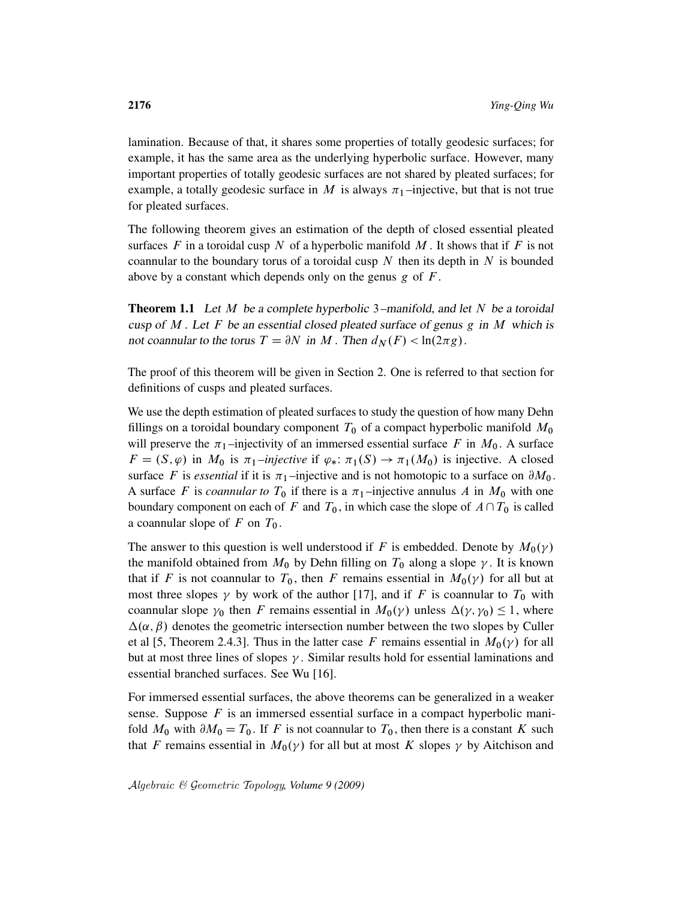lamination. Because of that, it shares some properties of totally geodesic surfaces; for example, it has the same area as the underlying hyperbolic surface. However, many important properties of totally geodesic surfaces are not shared by pleated surfaces; for example, a totally geodesic surface in $M$ is always $\pi_1$–injective, but that is not true for pleated surfaces.

The following theorem gives an estimation of the depth of closed essential pleated surfaces $F$ in a toroidal cusp $N$ of a hyperbolic manifold $M$. It shows that if $F$ is not coannular to the boundary torus of a toroidal cusp $N$ then its depth in $N$ is bounded above by a constant which depends only on the genus $g$ of $F$.

**Theorem 1.1** *Let $M$ be a complete hyperbolic 3–manifold, and let $N$ be a toroidal cusp of $M$. Let $F$ be an essential closed pleated surface of genus $g$ in $M$ which is not coannular to the torus $T = \partial N$ in $M$. Then $d_N(F) < \ln(2\pi g)$.*

The proof of this theorem will be given in Section 2. One is referred to that section for definitions of cusps and pleated surfaces.

We use the depth estimation of pleated surfaces to study the question of how many Dehn fillings on a toroidal boundary component $T_0$ of a compact hyperbolic manifold $M_0$ will preserve the $\pi_1$–injectivity of an immersed essential surface $F$ in $M_0$. A surface $F = (S, \varphi)$ in $M_0$ is *$\pi_1$–injective* if $\varphi_*\colon \pi_1(S) \to \pi_1(M_0)$ is injective. A closed surface $F$ is *essential* if it is $\pi_1$–injective and is not homotopic to a surface on $\partial M_0$. A surface $F$ is *coannular to* $T_0$ if there is a $\pi_1$–injective annulus $A$ in $M_0$ with one boundary component on each of $F$ and $T_0$, in which case the slope of $A \cap T_0$ is called a coannular slope of $F$ on $T_0$.

The answer to this question is well understood if $F$ is embedded. Denote by $M_0(\gamma)$ the manifold obtained from $M_0$ by Dehn filling on $T_0$ along a slope $\gamma$. It is known that if $F$ is not coannular to $T_0$, then $F$ remains essential in $M_0(\gamma)$ for all but at most three slopes $\gamma$ by work of the author [17], and if $F$ is coannular to $T_0$ with coannular slope $\gamma_0$ then $F$ remains essential in $M_0(\gamma)$ unless $\Delta(\gamma, \gamma_0) \le 1$, where $\Delta(\alpha, \beta)$ denotes the geometric intersection number between the two slopes by Culler et al [5, Theorem 2.4.3]. Thus in the latter case $F$ remains essential in $M_0(\gamma)$ for all but at most three lines of slopes $\gamma$. Similar results hold for essential laminations and essential branched surfaces. See Wu [16].

For immersed essential surfaces, the above theorems can be generalized in a weaker sense. Suppose $F$ is an immersed essential surface in a compact hyperbolic manifold $M_0$ with $\partial M_0 = T_0$. If $F$ is not coannular to $T_0$, then there is a constant $K$ such that $F$ remains essential in $M_0(\gamma)$ for all but at most $K$ slopes $\gamma$ by Aitchison and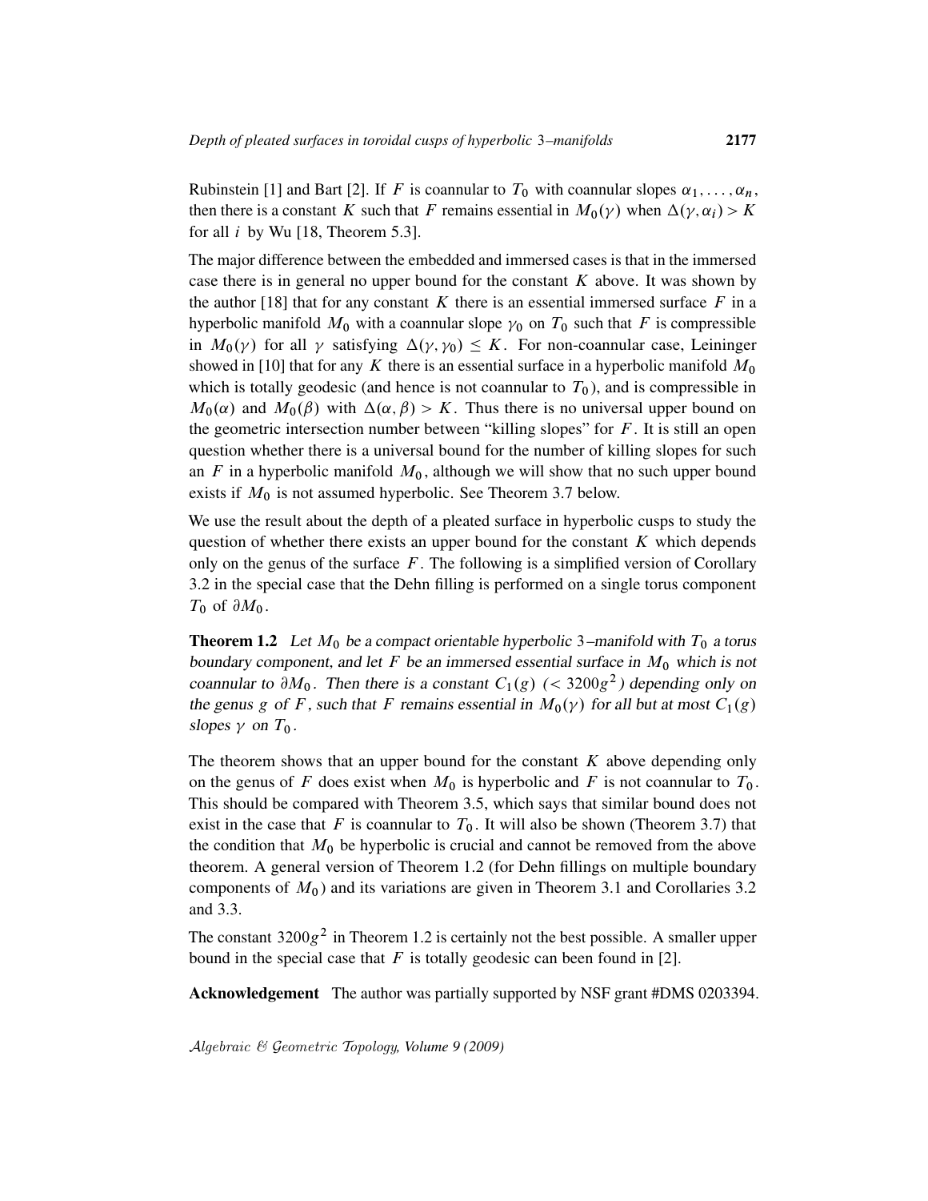Rubinstein [1] and Bart [2]. If $F$ is coannular to $T_0$ with coannular slopes $\alpha_1, \ldots, \alpha_n$, then there is a constant $K$ such that $F$ remains essential in $M_0(\gamma)$ when $\Delta(\gamma, \alpha_i) > K$ for all $i$ by Wu [18, Theorem 5.3].

The major difference between the embedded and immersed cases is that in the immersed case there is in general no upper bound for the constant $K$ above. It was shown by the author [18] that for any constant $K$ there is an essential immersed surface $F$ in a hyperbolic manifold $M_0$ with a coannular slope $\gamma_0$ on $T_0$ such that $F$ is compressible in $M_0(\gamma)$ for all $\gamma$ satisfying $\Delta(\gamma, \gamma_0) \leq K$. For non-coannular case, Leininger showed in [10] that for any $K$ there is an essential surface in a hyperbolic manifold $M_0$ which is totally geodesic (and hence is not coannular to $T_0$), and is compressible in $M_0(\alpha)$ and $M_0(\beta)$ with $\Delta(\alpha, \beta) > K$. Thus there is no universal upper bound on the geometric intersection number between "killing slopes" for $F$. It is still an open question whether there is a universal bound for the number of killing slopes for such an $F$ in a hyperbolic manifold $M_0$, although we will show that no such upper bound exists if $M_0$ is not assumed hyperbolic. See Theorem 3.7 below.

We use the result about the depth of a pleated surface in hyperbolic cusps to study the question of whether there exists an upper bound for the constant $K$ which depends only on the genus of the surface $F$. The following is a simplified version of Corollary 3.2 in the special case that the Dehn filling is performed on a single torus component $T_0$ of $\partial M_0$.

**Theorem 1.2** *Let $M_0$ be a compact orientable hyperbolic 3–manifold with $T_0$ a torus boundary component, and let $F$ be an immersed essential surface in $M_0$ which is not coannular to $\partial M_0$. Then there is a constant $C_1(g)$ ($< 3200g^2$) depending only on the genus $g$ of $F$, such that $F$ remains essential in $M_0(\gamma)$ for all but at most $C_1(g)$ slopes $\gamma$ on $T_0$.*

The theorem shows that an upper bound for the constant $K$ above depending only on the genus of $F$ does exist when $M_0$ is hyperbolic and $F$ is not coannular to $T_0$. This should be compared with Theorem 3.5, which says that similar bound does not exist in the case that $F$ is coannular to $T_0$. It will also be shown (Theorem 3.7) that the condition that $M_0$ be hyperbolic is crucial and cannot be removed from the above theorem. A general version of Theorem 1.2 (for Dehn fillings on multiple boundary components of $M_0$) and its variations are given in Theorem 3.1 and Corollaries 3.2 and 3.3.

The constant $3200g^2$ in Theorem 1.2 is certainly not the best possible. A smaller upper bound in the special case that $F$ is totally geodesic can been found in [2].

**Acknowledgement** The author was partially supported by NSF grant #DMS 0203394.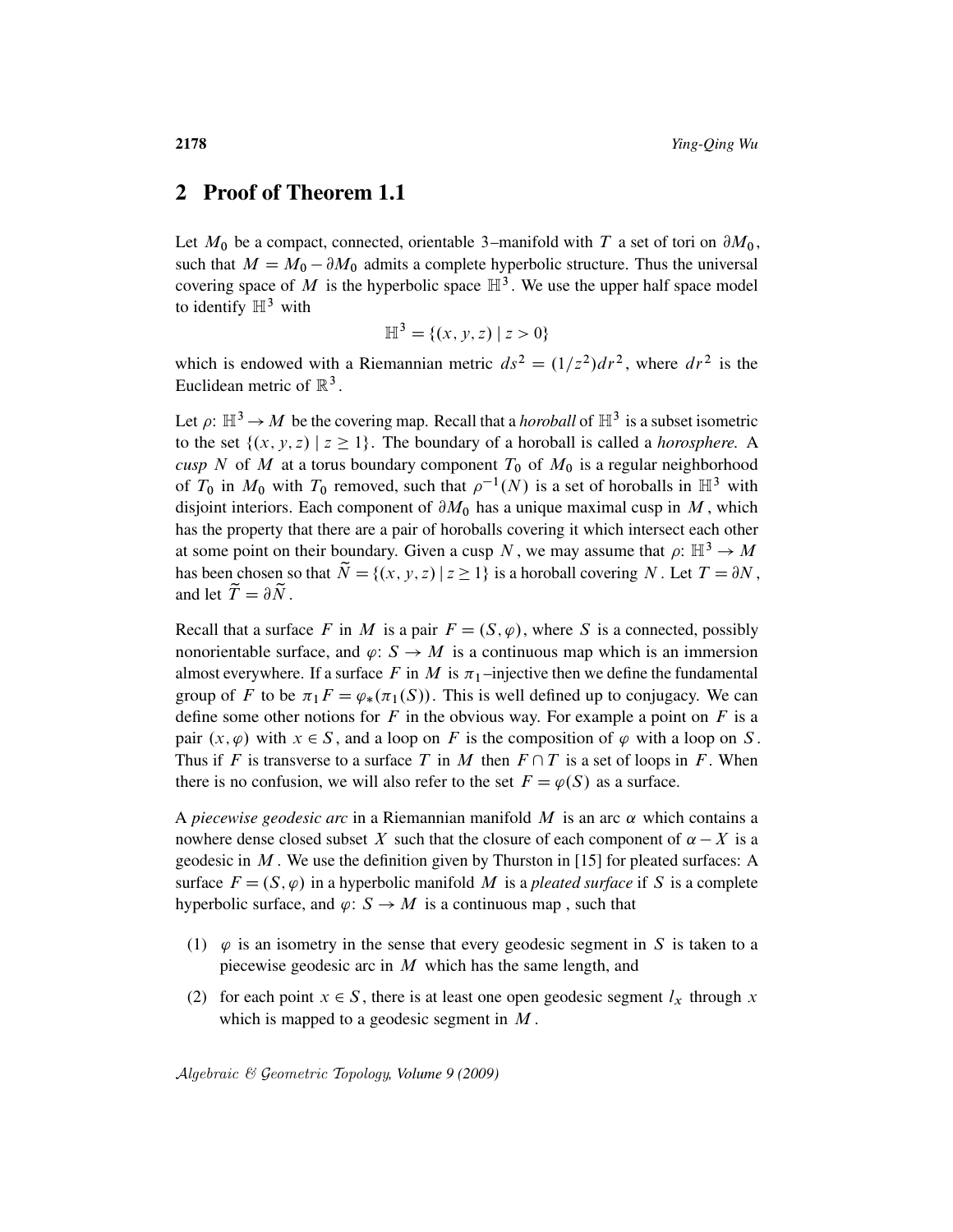## 2 Proof of Theorem 1.1

Let $M_0$ be a compact, connected, orientable 3–manifold with $T$ a set of tori on $\partial M_0$, such that $M = M_0 - \partial M_0$ admits a complete hyperbolic structure. Thus the universal covering space of $M$ is the hyperbolic space $\mathbb{H}^3$. We use the upper half space model to identify $\mathbb{H}^3$ with

$$\mathbb{H}^3 = \{(x, y, z) \mid z > 0\}$$

which is endowed with a Riemannian metric $ds^2 = (1/z^2)dr^2$, where $dr^2$ is the Euclidean metric of $\mathbb{R}^3$.

Let $\rho\colon \mathbb{H}^3 \to M$ be the covering map. Recall that a *horoball* of $\mathbb{H}^3$ is a subset isometric to the set $\{(x, y, z) \mid z \geq 1\}$. The boundary of a horoball is called a *horosphere*. A *cusp* $N$ of $M$ at a torus boundary component $T_0$ of $M_0$ is a regular neighborhood of $T_0$ in $M_0$ with $T_0$ removed, such that $\rho^{-1}(N)$ is a set of horoballs in $\mathbb{H}^3$ with disjoint interiors. Each component of $\partial M_0$ has a unique maximal cusp in $M$, which has the property that there are a pair of horoballs covering it which intersect each other at some point on their boundary. Given a cusp $N$, we may assume that $\rho\colon \mathbb{H}^3 \to M$ has been chosen so that $\widetilde{N} = \{(x, y, z) \mid z \geq 1\}$ is a horoball covering $N$. Let $T = \partial N$, and let $\widetilde{T} = \partial \widetilde{N}$.

Recall that a surface $F$ in $M$ is a pair $F = (S, \varphi)$, where $S$ is a connected, possibly nonorientable surface, and $\varphi\colon S \to M$ is a continuous map which is an immersion almost everywhere. If a surface $F$ in $M$ is $\pi_1$–injective then we define the fundamental group of $F$ to be $\pi_1 F = \varphi_*(\pi_1(S))$. This is well defined up to conjugacy. We can define some other notions for $F$ in the obvious way. For example a point on $F$ is a pair $(x, \varphi)$ with $x \in S$, and a loop on $F$ is the composition of $\varphi$ with a loop on $S$. Thus if $F$ is transverse to a surface $T$ in $M$ then $F \cap T$ is a set of loops in $F$. When there is no confusion, we will also refer to the set $F = \varphi(S)$ as a surface.

A *piecewise geodesic arc* in a Riemannian manifold $M$ is an arc $\alpha$ which contains a nowhere dense closed subset $X$ such that the closure of each component of $\alpha - X$ is a geodesic in $M$. We use the definition given by Thurston in [15] for pleated surfaces: A surface $F = (S, \varphi)$ in a hyperbolic manifold $M$ is a *pleated surface* if $S$ is a complete hyperbolic surface, and $\varphi\colon S \to M$ is a continuous map, such that

1. $\varphi$ is an isometry in the sense that every geodesic segment in $S$ is taken to a piecewise geodesic arc in $M$ which has the same length, and
2. for each point $x \in S$, there is at least one open geodesic segment $l_x$ through $x$ which is mapped to a geodesic segment in $M$.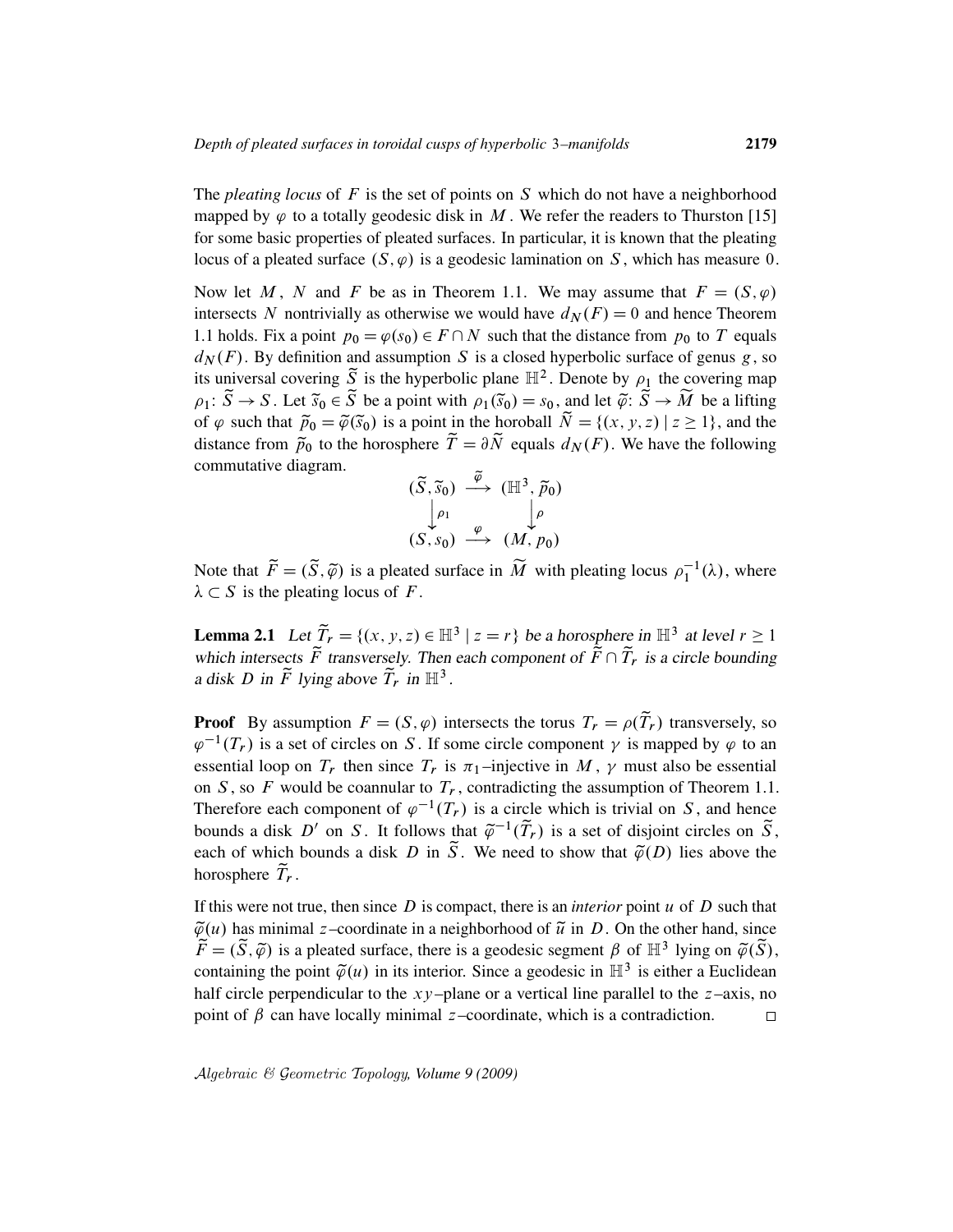The *pleating locus* of $F$ is the set of points on $S$ which do not have a neighborhood mapped by $\varphi$ to a totally geodesic disk in $M$. We refer the readers to Thurston [15] for some basic properties of pleated surfaces. In particular, it is known that the pleating locus of a pleated surface $(S, \varphi)$ is a geodesic lamination on $S$, which has measure 0.

Now let $M$, $N$ and $F$ be as in Theorem 1.1. We may assume that $F = (S, \varphi)$ intersects $N$ nontrivially as otherwise we would have $d_N(F) = 0$ and hence Theorem 1.1 holds. Fix a point $p_0 = \varphi(s_0) \in F \cap N$ such that the distance from $p_0$ to $T$ equals $d_N(F)$. By definition and assumption $S$ is a closed hyperbolic surface of genus $g$, so its universal covering $\widetilde{S}$ is the hyperbolic plane $\mathbb{H}^2$. Denote by $\rho_1$ the covering map $\rho_1\colon \widetilde{S} \to S$. Let $\widetilde{s}_0 \in \widetilde{S}$ be a point with $\rho_1(\widetilde{s}_0) = s_0$, and let $\widetilde{\varphi}\colon \widetilde{S} \to \widetilde{M}$ be a lifting of $\varphi$ such that $\widetilde{p}_0 = \widetilde{\varphi}(\widetilde{s}_0)$ is a point in the horoball $\widetilde{N} = \{(x, y, z) \mid z \geq 1\}$, and the distance from $\widetilde{p}_0$ to the horosphere $\widetilde{T} = \partial \widetilde{N}$ equals $d_N(F)$. We have the following commutative diagram.

$$\begin{array}{ccc} (\widetilde{S}, \widetilde{s}_0) & \xrightarrow{\ \widetilde{\varphi}\ } & (\mathbb{H}^3, \widetilde{p}_0) \\ \big\downarrow{\scriptstyle \rho_1} & & \big\downarrow{\scriptstyle \rho} \\ (S, s_0) & \xrightarrow{\ \varphi\ } & (M, p_0) \end{array}$$

Note that $\widetilde{F} = (\widetilde{S}, \widetilde{\varphi})$ is a pleated surface in $\widetilde{M}$ with pleating locus $\rho_1^{-1}(\lambda)$, where $\lambda \subset S$ is the pleating locus of $F$.

**Lemma 2.1** *Let $\widetilde{T}_r = \{(x, y, z) \in \mathbb{H}^3 \mid z = r\}$ be a horosphere in $\mathbb{H}^3$ at level $r \geq 1$ which intersects $\widetilde{F}$ transversely. Then each component of $\widetilde{F} \cap \widetilde{T}_r$ is a circle bounding a disk $D$ in $\widetilde{F}$ lying above $\widetilde{T}_r$ in $\mathbb{H}^3$.*

**Proof** By assumption $F = (S, \varphi)$ intersects the torus $T_r = \rho(\widetilde{T}_r)$ transversely, so $\varphi^{-1}(T_r)$ is a set of circles on $S$. If some circle component $\gamma$ is mapped by $\varphi$ to an essential loop on $T_r$ then since $T_r$ is $\pi_1$–injective in $M$, $\gamma$ must also be essential on $S$, so $F$ would be coannular to $T_r$, contradicting the assumption of Theorem 1.1. Therefore each component of $\varphi^{-1}(T_r)$ is a circle which is trivial on $S$, and hence bounds a disk $D'$ on $S$. It follows that $\widetilde{\varphi}^{-1}(\widetilde{T}_r)$ is a set of disjoint circles on $\widetilde{S}$, each of which bounds a disk $D$ in $\widetilde{S}$. We need to show that $\widetilde{\varphi}(D)$ lies above the horosphere $\widetilde{T}_r$.

If this were not true, then since $D$ is compact, there is an *interior* point $u$ of $D$ such that $\widetilde{\varphi}(u)$ has minimal $z$–coordinate in a neighborhood of $\widetilde{u}$ in $D$. On the other hand, since $\widetilde{F} = (\widetilde{S}, \widetilde{\varphi})$ is a pleated surface, there is a geodesic segment $\beta$ of $\mathbb{H}^3$ lying on $\widetilde{\varphi}(\widetilde{S})$, containing the point $\widetilde{\varphi}(u)$ in its interior. Since a geodesic in $\mathbb{H}^3$ is either a Euclidean half circle perpendicular to the $xy$–plane or a vertical line parallel to the $z$–axis, no point of $\beta$ can have locally minimal $z$–coordinate, which is a contradiction. □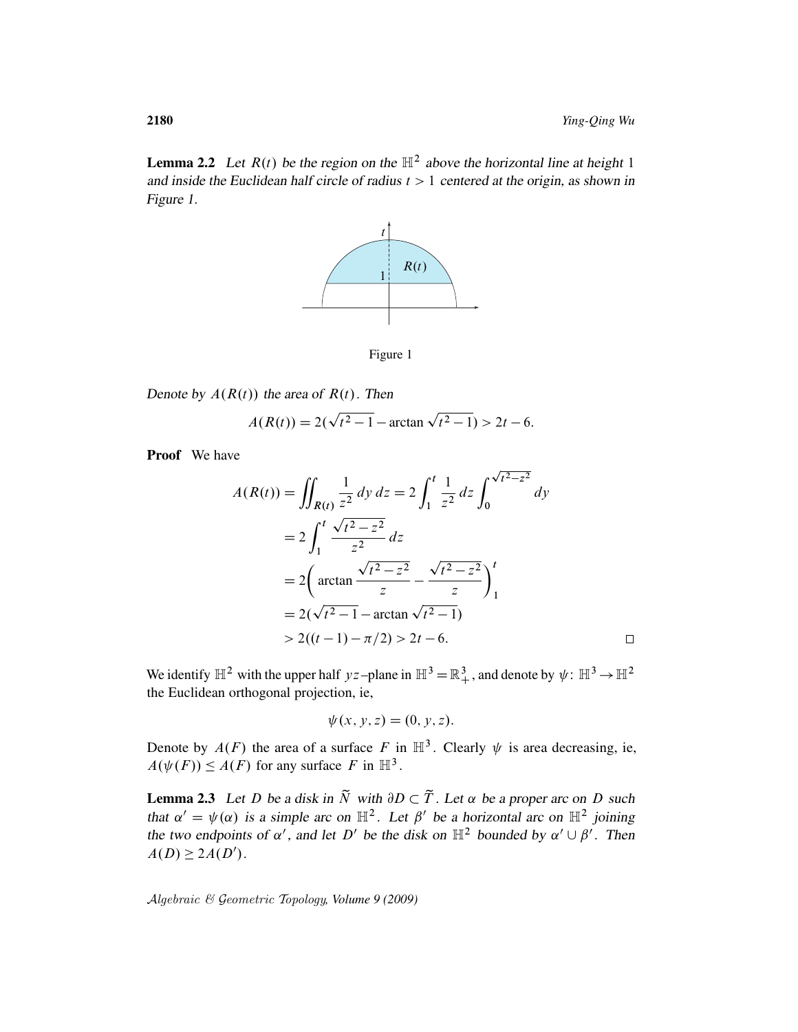**Lemma 2.2** *Let $R(t)$ be the region on the $\mathbb{H}^2$ above the horizontal line at height 1 and inside the Euclidean half circle of radius $t > 1$ centered at the origin, as shown in Figure 1.*

Figure 1

*Denote by $A(R(t))$ the area of $R(t)$. Then*

$$A(R(t)) = 2(\sqrt{t^2-1} - \arctan\sqrt{t^2-1}) > 2t - 6.$$

**Proof** We have

$$\begin{aligned}
A(R(t)) &= \iint_{R(t)} \frac{1}{z^2}\, dy\, dz = 2\int_1^t \frac{1}{z^2}\, dz \int_0^{\sqrt{t^2-z^2}} dy \\
&= 2\int_1^t \frac{\sqrt{t^2-z^2}}{z^2}\, dz \\
&= 2\left( \arctan\frac{\sqrt{t^2-z^2}}{z} - \frac{\sqrt{t^2-z^2}}{z} \right)_1^t \\
&= 2(\sqrt{t^2-1} - \arctan\sqrt{t^2-1}) \\
&> 2((t-1) - \pi/2) > 2t - 6.
\end{aligned}$$

□

We identify $\mathbb{H}^2$ with the upper half $yz$–plane in $\mathbb{H}^3 = \mathbb{R}^3_+$, and denote by $\psi\colon \mathbb{H}^3 \to \mathbb{H}^2$ the Euclidean orthogonal projection, ie,

$$\psi(x, y, z) = (0, y, z).$$

Denote by $A(F)$ the area of a surface $F$ in $\mathbb{H}^3$. Clearly $\psi$ is area decreasing, ie, $A(\psi(F)) \le A(F)$ for any surface $F$ in $\mathbb{H}^3$.

**Lemma 2.3** *Let $D$ be a disk in $\widetilde{N}$ with $\partial D \subset \widetilde{T}$. Let $\alpha$ be a proper arc on $D$ such that $\alpha' = \psi(\alpha)$ is a simple arc on $\mathbb{H}^2$. Let $\beta'$ be a horizontal arc on $\mathbb{H}^2$ joining the two endpoints of $\alpha'$, and let $D'$ be the disk on $\mathbb{H}^2$ bounded by $\alpha' \cup \beta'$. Then $A(D) \ge 2A(D')$.*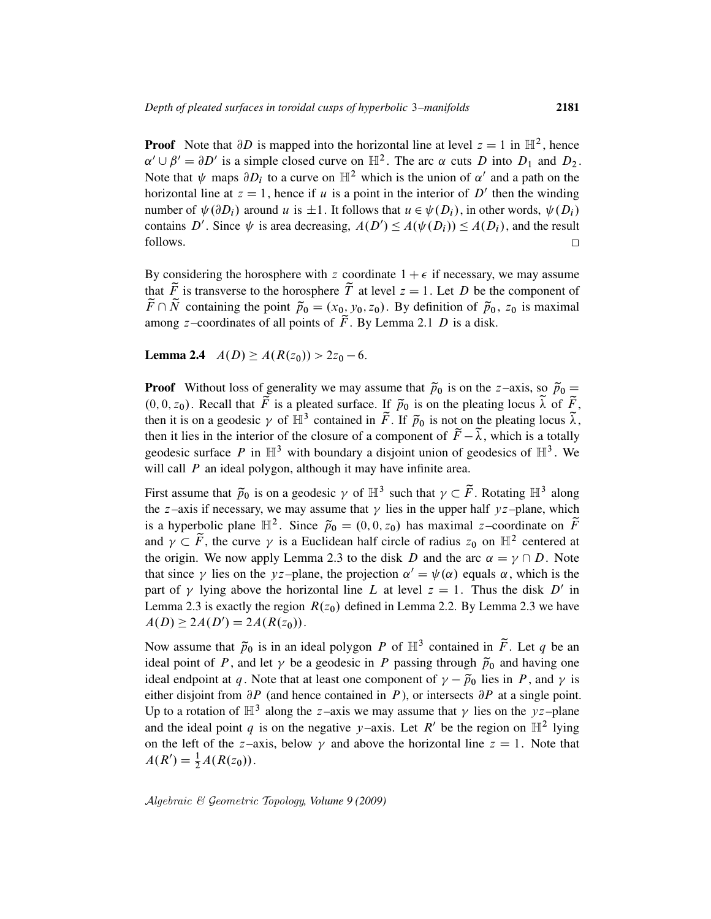**Proof** Note that $\partial D$ is mapped into the horizontal line at level $z = 1$ in $\mathbb{H}^2$, hence $\alpha' \cup \beta' = \partial D'$ is a simple closed curve on $\mathbb{H}^2$. The arc $\alpha$ cuts $D$ into $D_1$ and $D_2$. Note that $\psi$ maps $\partial D_i$ to a curve on $\mathbb{H}^2$ which is the union of $\alpha'$ and a path on the horizontal line at $z = 1$, hence if $u$ is a point in the interior of $D'$ then the winding number of $\psi(\partial D_i)$ around $u$ is $\pm 1$. It follows that $u \in \psi(D_i)$, in other words, $\psi(D_i)$ contains $D'$. Since $\psi$ is area decreasing, $A(D') \le A(\psi(D_i)) \le A(D_i)$, and the result follows. $\square$

By considering the horosphere with $z$ coordinate $1+\epsilon$ if necessary, we may assume that $\widetilde{F}$ is transverse to the horosphere $\widetilde{T}$ at level $z = 1$. Let $D$ be the component of $\widetilde{F} \cap \widetilde{N}$ containing the point $\widetilde{p}_0 = (x_0, y_0, z_0)$. By definition of $\widetilde{p}_0$, $z_0$ is maximal among $z$–coordinates of all points of $\widetilde{F}$. By Lemma 2.1 $D$ is a disk.

**Lemma 2.4** $A(D) \ge A(R(z_0)) > 2z_0 - 6$.

**Proof** Without loss of generality we may assume that $\widetilde{p}_0$ is on the $z$–axis, so $\widetilde{p}_0 = (0, 0, z_0)$. Recall that $\widetilde{F}$ is a pleated surface. If $\widetilde{p}_0$ is on the pleating locus $\widetilde{\lambda}$ of $\widetilde{F}$, then it is on a geodesic $\gamma$ of $\mathbb{H}^3$ contained in $\widetilde{F}$. If $\widetilde{p}_0$ is not on the pleating locus $\widetilde{\lambda}$, then it lies in the interior of the closure of a component of $\widetilde{F} - \widetilde{\lambda}$, which is a totally geodesic surface $P$ in $\mathbb{H}^3$ with boundary a disjoint union of geodesics of $\mathbb{H}^3$. We will call $P$ an ideal polygon, although it may have infinite area.

First assume that $\widetilde{p}_0$ is on a geodesic $\gamma$ of $\mathbb{H}^3$ such that $\gamma \subset \widetilde{F}$. Rotating $\mathbb{H}^3$ along the $z$–axis if necessary, we may assume that $\gamma$ lies in the upper half $yz$–plane, which is a hyperbolic plane $\mathbb{H}^2$. Since $\widetilde{p}_0 = (0, 0, z_0)$ has maximal $z$–coordinate on $\widetilde{F}$ and $\gamma \subset \widetilde{F}$, the curve $\gamma$ is a Euclidean half circle of radius $z_0$ on $\mathbb{H}^2$ centered at the origin. We now apply Lemma 2.3 to the disk $D$ and the arc $\alpha = \gamma \cap D$. Note that since $\gamma$ lies on the $yz$–plane, the projection $\alpha' = \psi(\alpha)$ equals $\alpha$, which is the part of $\gamma$ lying above the horizontal line $L$ at level $z = 1$. Thus the disk $D'$ in Lemma 2.3 is exactly the region $R(z_0)$ defined in Lemma 2.2. By Lemma 2.3 we have $A(D) \ge 2A(D') = 2A(R(z_0))$.

Now assume that $\widetilde{p}_0$ is in an ideal polygon $P$ of $\mathbb{H}^3$ contained in $\widetilde{F}$. Let $q$ be an ideal point of $P$, and let $\gamma$ be a geodesic in $P$ passing through $\widetilde{p}_0$ and having one ideal endpoint at $q$. Note that at least one component of $\gamma - \widetilde{p}_0$ lies in $P$, and $\gamma$ is either disjoint from $\partial P$ (and hence contained in $P$), or intersects $\partial P$ at a single point. Up to a rotation of $\mathbb{H}^3$ along the $z$–axis we may assume that $\gamma$ lies on the $yz$–plane and the ideal point $q$ is on the negative $y$–axis. Let $R'$ be the region on $\mathbb{H}^2$ lying on the left of the $z$–axis, below $\gamma$ and above the horizontal line $z = 1$. Note that $A(R') = \frac{1}{2}A(R(z_0))$.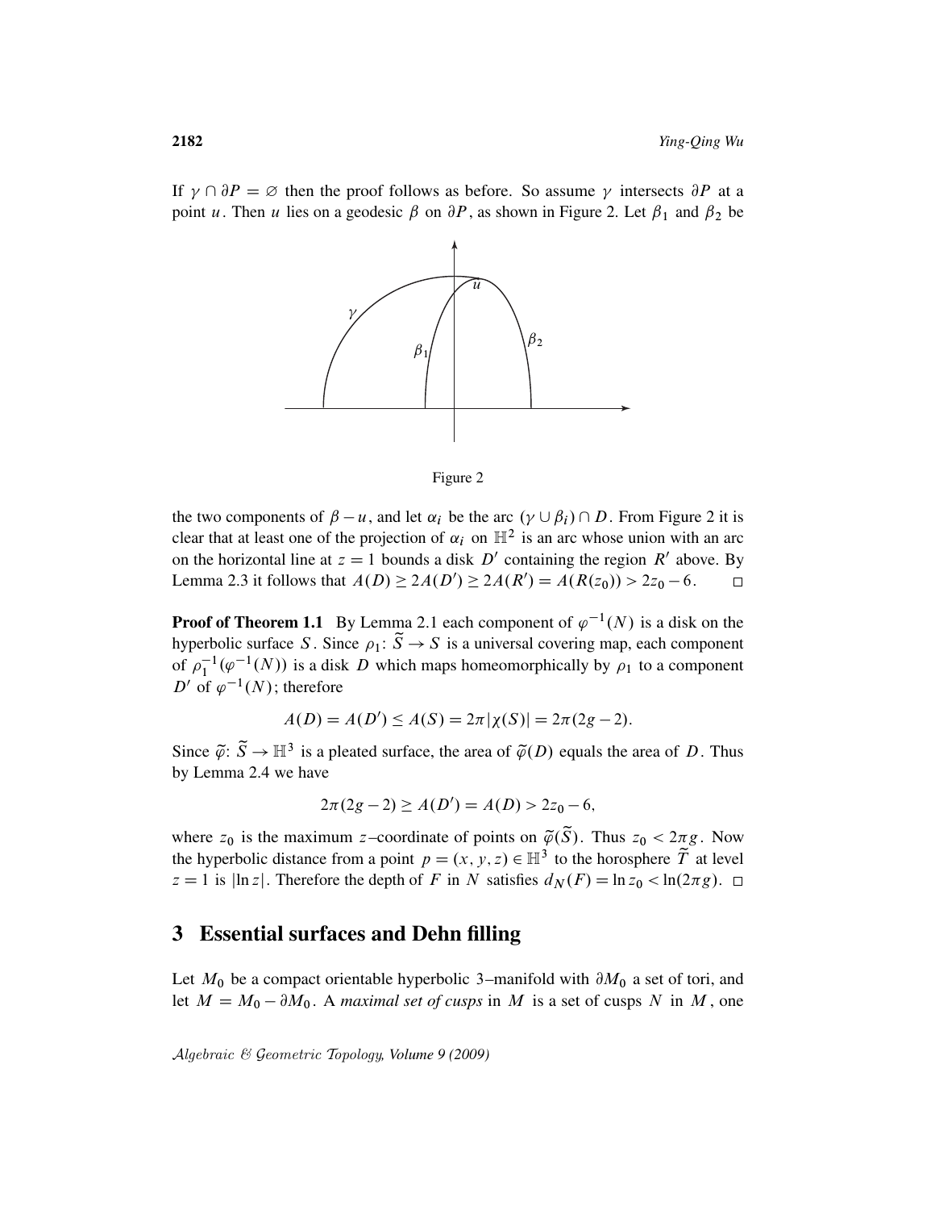If $\gamma \cap \partial P = \varnothing$ then the proof follows as before. So assume $\gamma$ intersects $\partial P$ at a point $u$. Then $u$ lies on a geodesic $\beta$ on $\partial P$, as shown in Figure 2. Let $\beta_1$ and $\beta_2$ be

Figure 2

the two components of $\beta - u$, and let $\alpha_i$ be the arc $(\gamma \cup \beta_i) \cap D$. From Figure 2 it is clear that at least one of the projection of $\alpha_i$ on $\mathbb{H}^2$ is an arc whose union with an arc on the horizontal line at $z = 1$ bounds a disk $D'$ containing the region $R'$ above. By Lemma 2.3 it follows that $A(D) \geq 2A(D') \geq 2A(R') = A(R(z_0)) > 2z_0 - 6$. $\square$

**Proof of Theorem 1.1** By Lemma 2.1 each component of $\varphi^{-1}(N)$ is a disk on the hyperbolic surface $S$. Since $\rho_1\colon \widetilde{S} \to S$ is a universal covering map, each component of $\rho_1^{-1}(\varphi^{-1}(N))$ is a disk $D$ which maps homeomorphically by $\rho_1$ to a component $D'$ of $\varphi^{-1}(N)$; therefore

$$A(D) = A(D') \leq A(S) = 2\pi|\chi(S)| = 2\pi(2g-2).$$

Since $\widetilde{\varphi}\colon \widetilde{S} \to \mathbb{H}^3$ is a pleated surface, the area of $\widetilde{\varphi}(D)$ equals the area of $D$. Thus by Lemma 2.4 we have

$$2\pi(2g-2) \geq A(D') = A(D) > 2z_0 - 6,$$

where $z_0$ is the maximum $z$–coordinate of points on $\widetilde{\varphi}(\widetilde{S})$. Thus $z_0 < 2\pi g$. Now the hyperbolic distance from a point $p = (x, y, z) \in \mathbb{H}^3$ to the horosphere $\widetilde{T}$ at level $z = 1$ is $|\ln z|$. Therefore the depth of $F$ in $N$ satisfies $d_N(F) = \ln z_0 < \ln(2\pi g)$. $\square$

## 3 Essential surfaces and Dehn filling

Let $M_0$ be a compact orientable hyperbolic 3–manifold with $\partial M_0$ a set of tori, and let $M = M_0 - \partial M_0$. A *maximal set of cusps* in $M$ is a set of cusps $N$ in $M$, one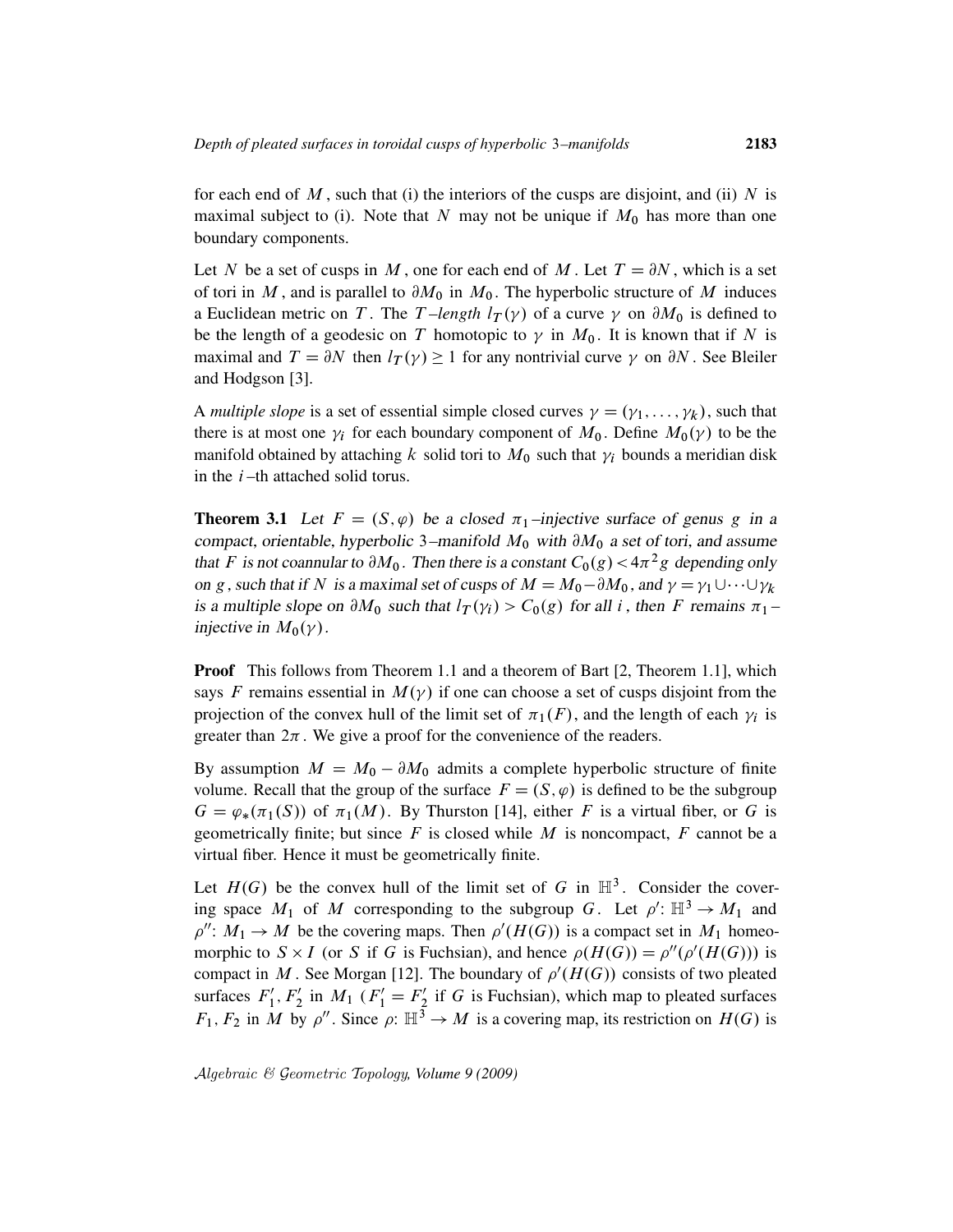for each end of $M$, such that (i) the interiors of the cusps are disjoint, and (ii) $N$ is maximal subject to (i). Note that $N$ may not be unique if $M_0$ has more than one boundary components.

Let $N$ be a set of cusps in $M$, one for each end of $M$. Let $T = \partial N$, which is a set of tori in $M$, and is parallel to $\partial M_0$ in $M_0$. The hyperbolic structure of $M$ induces a Euclidean metric on $T$. The *$T$–length* $l_T(\gamma)$ of a curve $\gamma$ on $\partial M_0$ is defined to be the length of a geodesic on $T$ homotopic to $\gamma$ in $M_0$. It is known that if $N$ is maximal and $T = \partial N$ then $l_T(\gamma) \geq 1$ for any nontrivial curve $\gamma$ on $\partial N$. See Bleiler and Hodgson [3].

A *multiple slope* is a set of essential simple closed curves $\gamma = (\gamma_1, \dots, \gamma_k)$, such that there is at most one $\gamma_i$ for each boundary component of $M_0$. Define $M_0(\gamma)$ to be the manifold obtained by attaching $k$ solid tori to $M_0$ such that $\gamma_i$ bounds a meridian disk in the $i$–th attached solid torus.

**Theorem 3.1** *Let $F = (S, \varphi)$ be a closed $\pi_1$–injective surface of genus $g$ in a compact, orientable, hyperbolic 3–manifold $M_0$ with $\partial M_0$ a set of tori, and assume that $F$ is not coannular to $\partial M_0$. Then there is a constant $C_0(g) < 4\pi^2 g$ depending only on $g$, such that if $N$ is a maximal set of cusps of $M = M_0 - \partial M_0$, and $\gamma = \gamma_1 \cup \cdots \cup \gamma_k$ is a multiple slope on $\partial M_0$ such that $l_T(\gamma_i) > C_0(g)$ for all $i$, then $F$ remains $\pi_1$–injective in $M_0(\gamma)$.*

**Proof** This follows from Theorem 1.1 and a theorem of Bart [2, Theorem 1.1], which says $F$ remains essential in $M(\gamma)$ if one can choose a set of cusps disjoint from the projection of the convex hull of the limit set of $\pi_1(F)$, and the length of each $\gamma_i$ is greater than $2\pi$. We give a proof for the convenience of the readers.

By assumption $M = M_0 - \partial M_0$ admits a complete hyperbolic structure of finite volume. Recall that the group of the surface $F = (S, \varphi)$ is defined to be the subgroup $G = \varphi_*(\pi_1(S))$ of $\pi_1(M)$. By Thurston [14], either $F$ is a virtual fiber, or $G$ is geometrically finite; but since $F$ is closed while $M$ is noncompact, $F$ cannot be a virtual fiber. Hence it must be geometrically finite.

Let $H(G)$ be the convex hull of the limit set of $G$ in $\mathbb{H}^3$. Consider the covering space $M_1$ of $M$ corresponding to the subgroup $G$. Let $\rho' \colon \mathbb{H}^3 \to M_1$ and $\rho'' \colon M_1 \to M$ be the covering maps. Then $\rho'(H(G))$ is a compact set in $M_1$ homeomorphic to $S \times I$ (or $S$ if $G$ is Fuchsian), and hence $\rho(H(G)) = \rho''(\rho'(H(G)))$ is compact in $M$. See Morgan [12]. The boundary of $\rho'(H(G))$ consists of two pleated surfaces $F_1', F_2'$ in $M_1$ ($F_1' = F_2'$ if $G$ is Fuchsian), which map to pleated surfaces $F_1, F_2$ in $M$ by $\rho''$. Since $\rho \colon \mathbb{H}^3 \to M$ is a covering map, its restriction on $H(G)$ is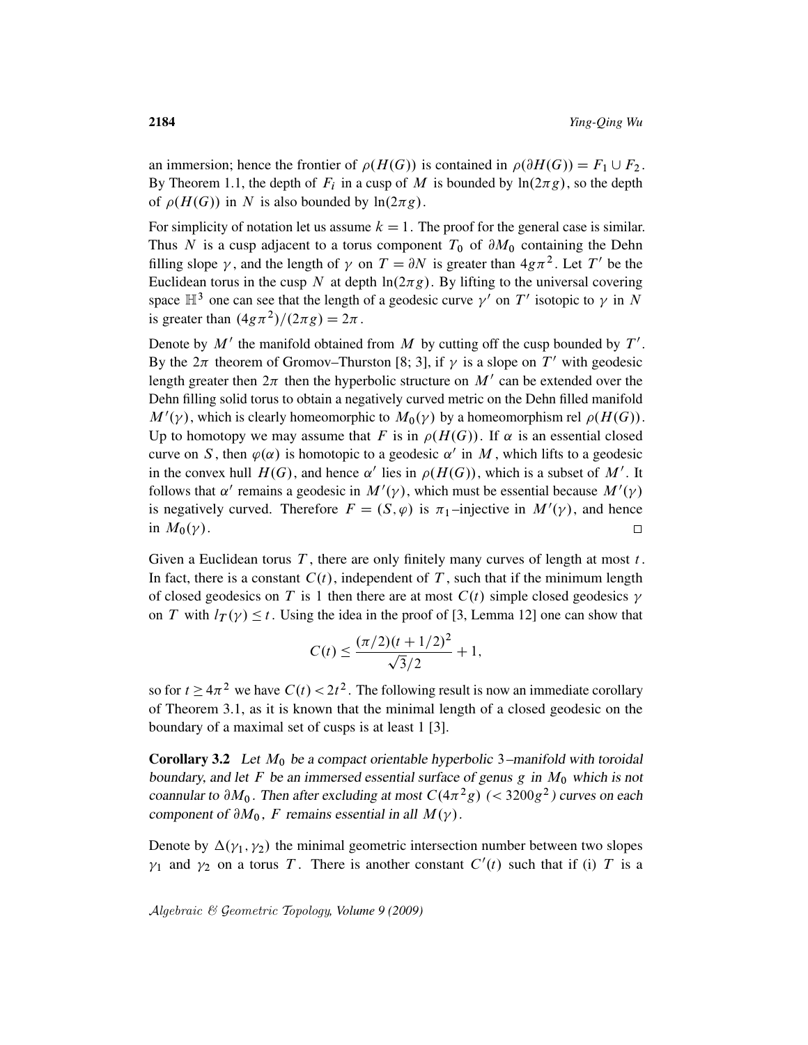an immersion; hence the frontier of $\rho(H(G))$ is contained in $\rho(\partial H(G)) = F_1 \cup F_2$. By Theorem 1.1, the depth of $F_i$ in a cusp of $M$ is bounded by $\ln(2\pi g)$, so the depth of $\rho(H(G))$ in $N$ is also bounded by $\ln(2\pi g)$.

For simplicity of notation let us assume $k = 1$. The proof for the general case is similar. Thus $N$ is a cusp adjacent to a torus component $T_0$ of $\partial M_0$ containing the Dehn filling slope $\gamma$, and the length of $\gamma$ on $T = \partial N$ is greater than $4g\pi^2$. Let $T'$ be the Euclidean torus in the cusp $N$ at depth $\ln(2\pi g)$. By lifting to the universal covering space $\mathbb{H}^3$ one can see that the length of a geodesic curve $\gamma'$ on $T'$ isotopic to $\gamma$ in $N$ is greater than $(4g\pi^2)/(2\pi g) = 2\pi$.

Denote by $M'$ the manifold obtained from $M$ by cutting off the cusp bounded by $T'$. By the $2\pi$ theorem of Gromov–Thurston [8; 3], if $\gamma$ is a slope on $T'$ with geodesic length greater then $2\pi$ then the hyperbolic structure on $M'$ can be extended over the Dehn filling solid torus to obtain a negatively curved metric on the Dehn filled manifold $M'(\gamma)$, which is clearly homeomorphic to $M_0(\gamma)$ by a homeomorphism rel $\rho(H(G))$. Up to homotopy we may assume that $F$ is in $\rho(H(G))$. If $\alpha$ is an essential closed curve on $S$, then $\varphi(\alpha)$ is homotopic to a geodesic $\alpha'$ in $M$, which lifts to a geodesic in the convex hull $H(G)$, and hence $\alpha'$ lies in $\rho(H(G))$, which is a subset of $M'$. It follows that $\alpha'$ remains a geodesic in $M'(\gamma)$, which must be essential because $M'(\gamma)$ is negatively curved. Therefore $F = (S, \varphi)$ is $\pi_1$–injective in $M'(\gamma)$, and hence in $M_0(\gamma)$. □

Given a Euclidean torus $T$, there are only finitely many curves of length at most $t$. In fact, there is a constant $C(t)$, independent of $T$, such that if the minimum length of closed geodesics on $T$ is 1 then there are at most $C(t)$ simple closed geodesics $\gamma$ on $T$ with $l_T(\gamma) \le t$. Using the idea in the proof of [3, Lemma 12] one can show that

$$C(t) \le \frac{(\pi/2)(t+1/2)^2}{\sqrt{3}/2} + 1,$$

so for $t \ge 4\pi^2$ we have $C(t) < 2t^2$. The following result is now an immediate corollary of Theorem 3.1, as it is known that the minimal length of a closed geodesic on the boundary of a maximal set of cusps is at least 1 [3].

**Corollary 3.2** *Let $M_0$ be a compact orientable hyperbolic 3–manifold with toroidal boundary, and let $F$ be an immersed essential surface of genus $g$ in $M_0$ which is not coannular to $\partial M_0$. Then after excluding at most $C(4\pi^2 g)$ ($< 3200g^2$) curves on each component of $\partial M_0$, $F$ remains essential in all $M(\gamma)$.*

Denote by $\Delta(\gamma_1, \gamma_2)$ the minimal geometric intersection number between two slopes $\gamma_1$ and $\gamma_2$ on a torus $T$. There is another constant $C'(t)$ such that if (i) $T$ is a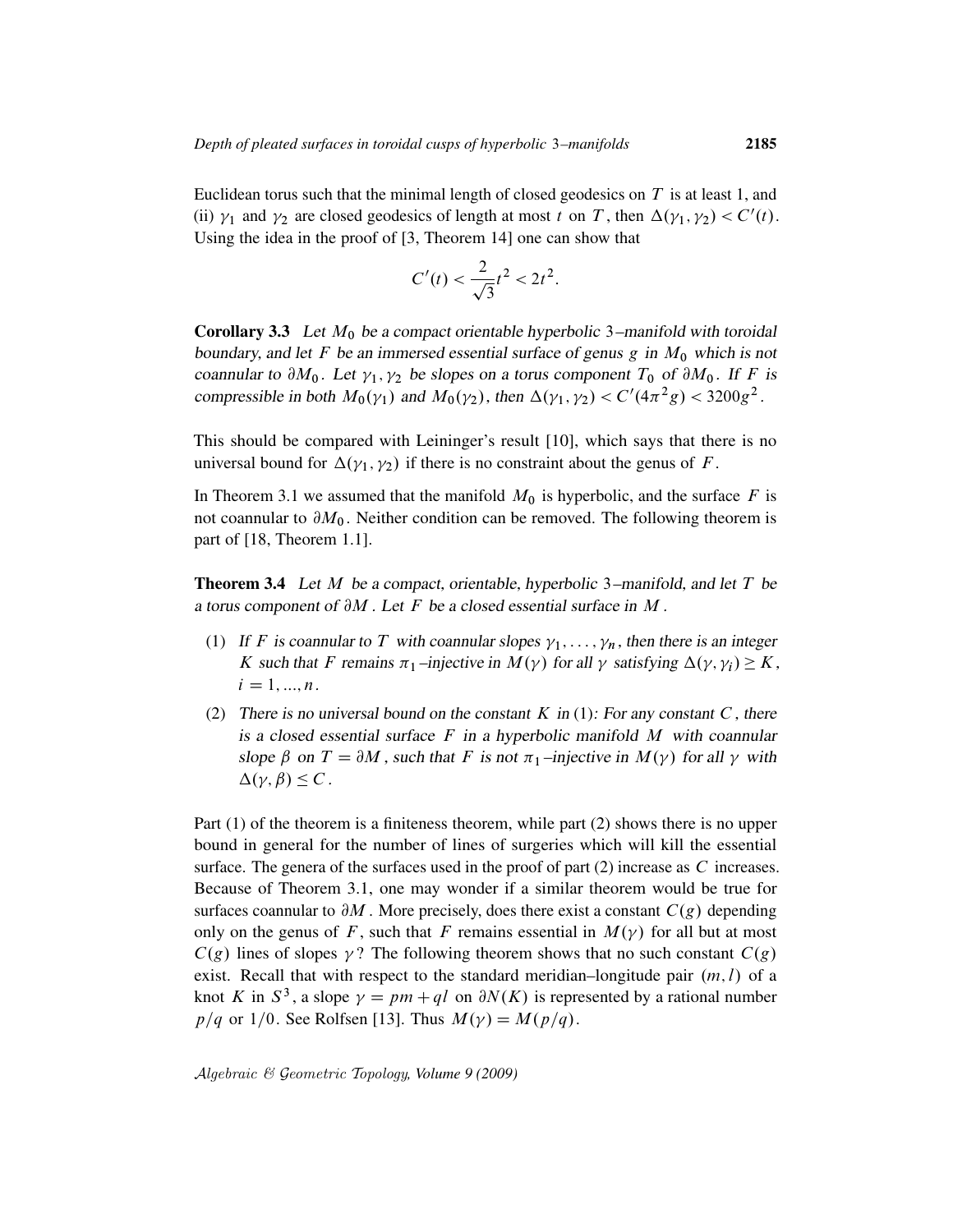Euclidean torus such that the minimal length of closed geodesics on $T$ is at least 1, and (ii) $\gamma_1$ and $\gamma_2$ are closed geodesics of length at most $t$ on $T$, then $\Delta(\gamma_1, \gamma_2) < C'(t)$. Using the idea in the proof of [3, Theorem 14] one can show that

$$C'(t) < \frac{2}{\sqrt{3}} t^2 < 2t^2.$$

**Corollary 3.3** *Let $M_0$ be a compact orientable hyperbolic 3–manifold with toroidal boundary, and let $F$ be an immersed essential surface of genus $g$ in $M_0$ which is not coannular to $\partial M_0$. Let $\gamma_1, \gamma_2$ be slopes on a torus component $T_0$ of $\partial M_0$. If $F$ is compressible in both $M_0(\gamma_1)$ and $M_0(\gamma_2)$, then $\Delta(\gamma_1, \gamma_2) < C'(4\pi^2 g) < 3200 g^2$.*

This should be compared with Leininger's result [10], which says that there is no universal bound for $\Delta(\gamma_1, \gamma_2)$ if there is no constraint about the genus of $F$.

In Theorem 3.1 we assumed that the manifold $M_0$ is hyperbolic, and the surface $F$ is not coannular to $\partial M_0$. Neither condition can be removed. The following theorem is part of [18, Theorem 1.1].

**Theorem 3.4** *Let $M$ be a compact, orientable, hyperbolic 3–manifold, and let $T$ be a torus component of $\partial M$. Let $F$ be a closed essential surface in $M$.*

1. *If $F$ is coannular to $T$ with coannular slopes $\gamma_1, \ldots, \gamma_n$, then there is an integer $K$ such that $F$ remains $\pi_1$–injective in $M(\gamma)$ for all $\gamma$ satisfying $\Delta(\gamma, \gamma_i) \geq K$, $i = 1, ..., n$.*
2. *There is no universal bound on the constant $K$ in (1): For any constant $C$, there is a closed essential surface $F$ in a hyperbolic manifold $M$ with coannular slope $\beta$ on $T = \partial M$, such that $F$ is not $\pi_1$–injective in $M(\gamma)$ for all $\gamma$ with $\Delta(\gamma, \beta) \leq C$.*

Part (1) of the theorem is a finiteness theorem, while part (2) shows there is no upper bound in general for the number of lines of surgeries which will kill the essential surface. The genera of the surfaces used in the proof of part (2) increase as $C$ increases. Because of Theorem 3.1, one may wonder if a similar theorem would be true for surfaces coannular to $\partial M$. More precisely, does there exist a constant $C(g)$ depending only on the genus of $F$, such that $F$ remains essential in $M(\gamma)$ for all but at most $C(g)$ lines of slopes $\gamma$? The following theorem shows that no such constant $C(g)$ exist. Recall that with respect to the standard meridian–longitude pair $(m, l)$ of a knot $K$ in $S^3$, a slope $\gamma = pm + ql$ on $\partial N(K)$ is represented by a rational number $p/q$ or $1/0$. See Rolfsen [13]. Thus $M(\gamma) = M(p/q)$.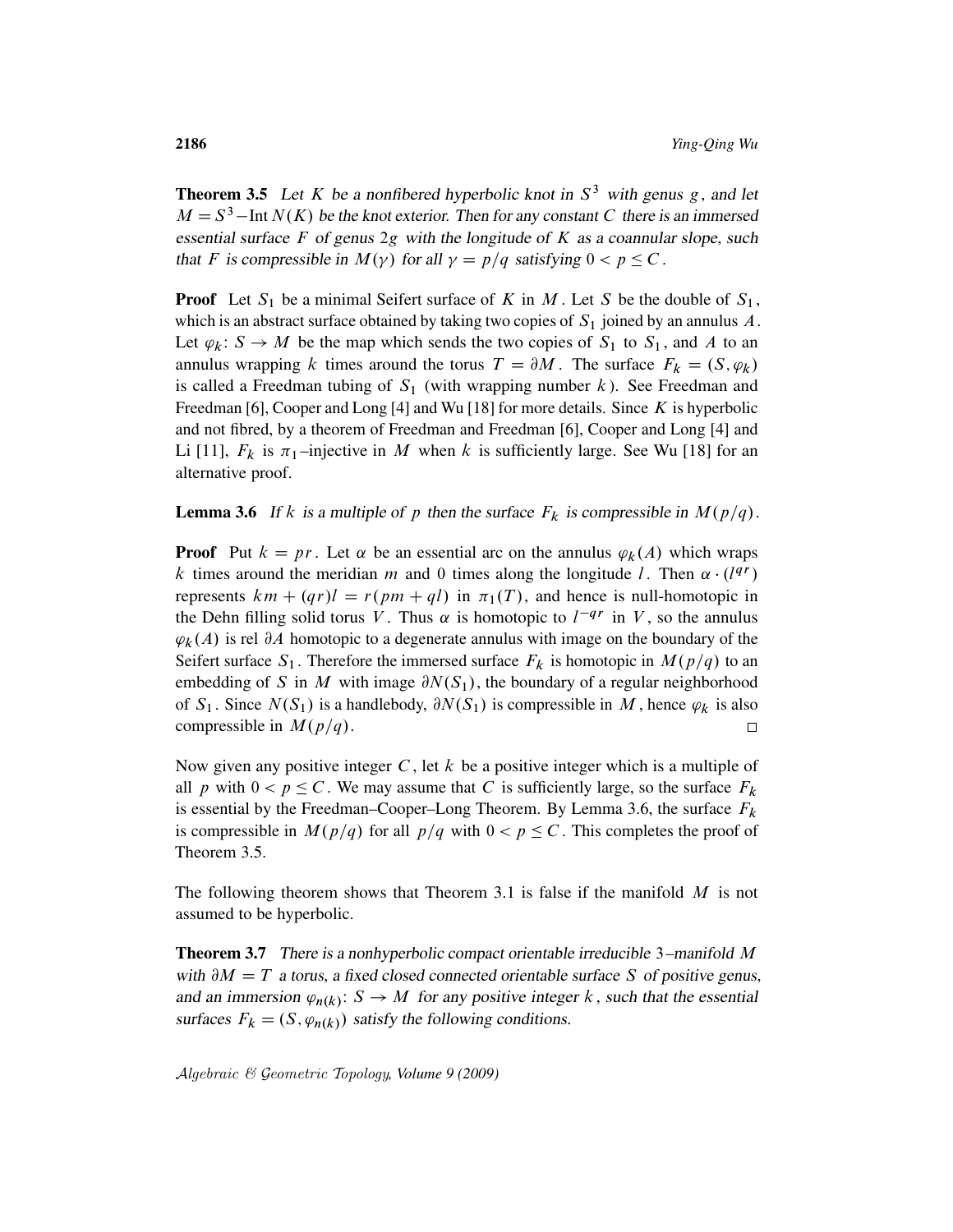**Theorem 3.5** *Let $K$ be a nonfibered hyperbolic knot in $S^3$ with genus $g$, and let $M = S^3 - \text{Int}\, N(K)$ be the knot exterior. Then for any constant $C$ there is an immersed essential surface $F$ of genus $2g$ with the longitude of $K$ as a coannular slope, such that $F$ is compressible in $M(\gamma)$ for all $\gamma = p/q$ satisfying $0 < p \le C$.*

**Proof** Let $S_1$ be a minimal Seifert surface of $K$ in $M$. Let $S$ be the double of $S_1$, which is an abstract surface obtained by taking two copies of $S_1$ joined by an annulus $A$. Let $\varphi_k\colon S \to M$ be the map which sends the two copies of $S_1$ to $S_1$, and $A$ to an annulus wrapping $k$ times around the torus $T = \partial M$. The surface $F_k = (S, \varphi_k)$ is called a Freedman tubing of $S_1$ (with wrapping number $k$). See Freedman and Freedman [6], Cooper and Long [4] and Wu [18] for more details. Since $K$ is hyperbolic and not fibred, by a theorem of Freedman and Freedman [6], Cooper and Long [4] and Li [11], $F_k$ is $\pi_1$–injective in $M$ when $k$ is sufficiently large. See Wu [18] for an alternative proof.

**Lemma 3.6** *If $k$ is a multiple of $p$ then the surface $F_k$ is compressible in $M(p/q)$.*

**Proof** Put $k = pr$. Let $\alpha$ be an essential arc on the annulus $\varphi_k(A)$ which wraps $k$ times around the meridian $m$ and 0 times along the longitude $l$. Then $\alpha \cdot (l^{qr})$ represents $km + (qr)l = r(pm + ql)$ in $\pi_1(T)$, and hence is null-homotopic in the Dehn filling solid torus $V$. Thus $\alpha$ is homotopic to $l^{-qr}$ in $V$, so the annulus $\varphi_k(A)$ is rel $\partial A$ homotopic to a degenerate annulus with image on the boundary of the Seifert surface $S_1$. Therefore the immersed surface $F_k$ is homotopic in $M(p/q)$ to an embedding of $S$ in $M$ with image $\partial N(S_1)$, the boundary of a regular neighborhood of $S_1$. Since $N(S_1)$ is a handlebody, $\partial N(S_1)$ is compressible in $M$, hence $\varphi_k$ is also compressible in $M(p/q)$. □

Now given any positive integer $C$, let $k$ be a positive integer which is a multiple of all $p$ with $0 < p \le C$. We may assume that $C$ is sufficiently large, so the surface $F_k$ is essential by the Freedman–Cooper–Long Theorem. By Lemma 3.6, the surface $F_k$ is compressible in $M(p/q)$ for all $p/q$ with $0 < p \le C$. This completes the proof of Theorem 3.5.

The following theorem shows that Theorem 3.1 is false if the manifold $M$ is not assumed to be hyperbolic.

**Theorem 3.7** *There is a nonhyperbolic compact orientable irreducible 3–manifold $M$ with $\partial M = T$ a torus, a fixed closed connected orientable surface $S$ of positive genus, and an immersion $\varphi_{n(k)}\colon S \to M$ for any positive integer $k$, such that the essential surfaces $F_k = (S, \varphi_{n(k)})$ satisfy the following conditions.*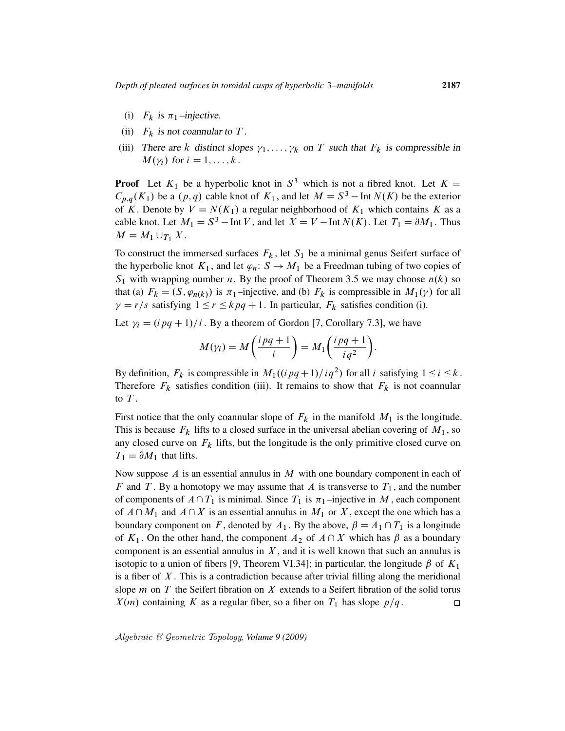(i) $F_k$ is $\pi_1$–injective.

(ii) $F_k$ is not coannular to $T$.

(iii) There are $k$ distinct slopes $\gamma_1, \ldots, \gamma_k$ on $T$ such that $F_k$ is compressible in $M(\gamma_i)$ for $i = 1, \ldots, k$.

**Proof** Let $K_1$ be a hyperbolic knot in $S^3$ which is not a fibred knot. Let $K = C_{p,q}(K_1)$ be a $(p,q)$ cable knot of $K_1$, and let $M = S^3 - \operatorname{Int} N(K)$ be the exterior of $K$. Denote by $V = N(K_1)$ a regular neighborhood of $K_1$ which contains $K$ as a cable knot. Let $M_1 = S^3 - \operatorname{Int} V$, and let $X = V - \operatorname{Int} N(K)$. Let $T_1 = \partial M_1$. Thus $M = M_1 \cup_{T_1} X$.

To construct the immersed surfaces $F_k$, let $S_1$ be a minimal genus Seifert surface of the hyperbolic knot $K_1$, and let $\varphi_n \colon S \to M_1$ be a Freedman tubing of two copies of $S_1$ with wrapping number $n$. By the proof of Theorem 3.5 we may choose $n(k)$ so that (a) $F_k = (S, \varphi_{n(k)})$ is $\pi_1$–injective, and (b) $F_k$ is compressible in $M_1(\gamma)$ for all $\gamma = r/s$ satisfying $1 \le r \le kpq + 1$. In particular, $F_k$ satisfies condition (i).

Let $\gamma_i = (ipq+1)/i$. By a theorem of Gordon [7, Corollary 7.3], we have

$$M(\gamma_i) = M\left(\frac{ipq+1}{i}\right) = M_1\left(\frac{ipq+1}{iq^2}\right).$$

By definition, $F_k$ is compressible in $M_1((ipq+1)/iq^2)$ for all $i$ satisfying $1 \le i \le k$. Therefore $F_k$ satisfies condition (iii). It remains to show that $F_k$ is not coannular to $T$.

First notice that the only coannular slope of $F_k$ in the manifold $M_1$ is the longitude. This is because $F_k$ lifts to a closed surface in the universal abelian covering of $M_1$, so any closed curve on $F_k$ lifts, but the longitude is the only primitive closed curve on $T_1 = \partial M_1$ that lifts.

Now suppose $A$ is an essential annulus in $M$ with one boundary component in each of $F$ and $T$. By a homotopy we may assume that $A$ is transverse to $T_1$, and the number of components of $A \cap T_1$ is minimal. Since $T_1$ is $\pi_1$–injective in $M$, each component of $A \cap M_1$ and $A \cap X$ is an essential annulus in $M_1$ or $X$, except the one which has a boundary component on $F$, denoted by $A_1$. By the above, $\beta = A_1 \cap T_1$ is a longitude of $K_1$. On the other hand, the component $A_2$ of $A \cap X$ which has $\beta$ as a boundary component is an essential annulus in $X$, and it is well known that such an annulus is isotopic to a union of fibers [9, Theorem VI.34]; in particular, the longitude $\beta$ of $K_1$ is a fiber of $X$. This is a contradiction because after trivial filling along the meridional slope $m$ on $T$ the Seifert fibration on $X$ extends to a Seifert fibration of the solid torus $X(m)$ containing $K$ as a regular fiber, so a fiber on $T_1$ has slope $p/q$. □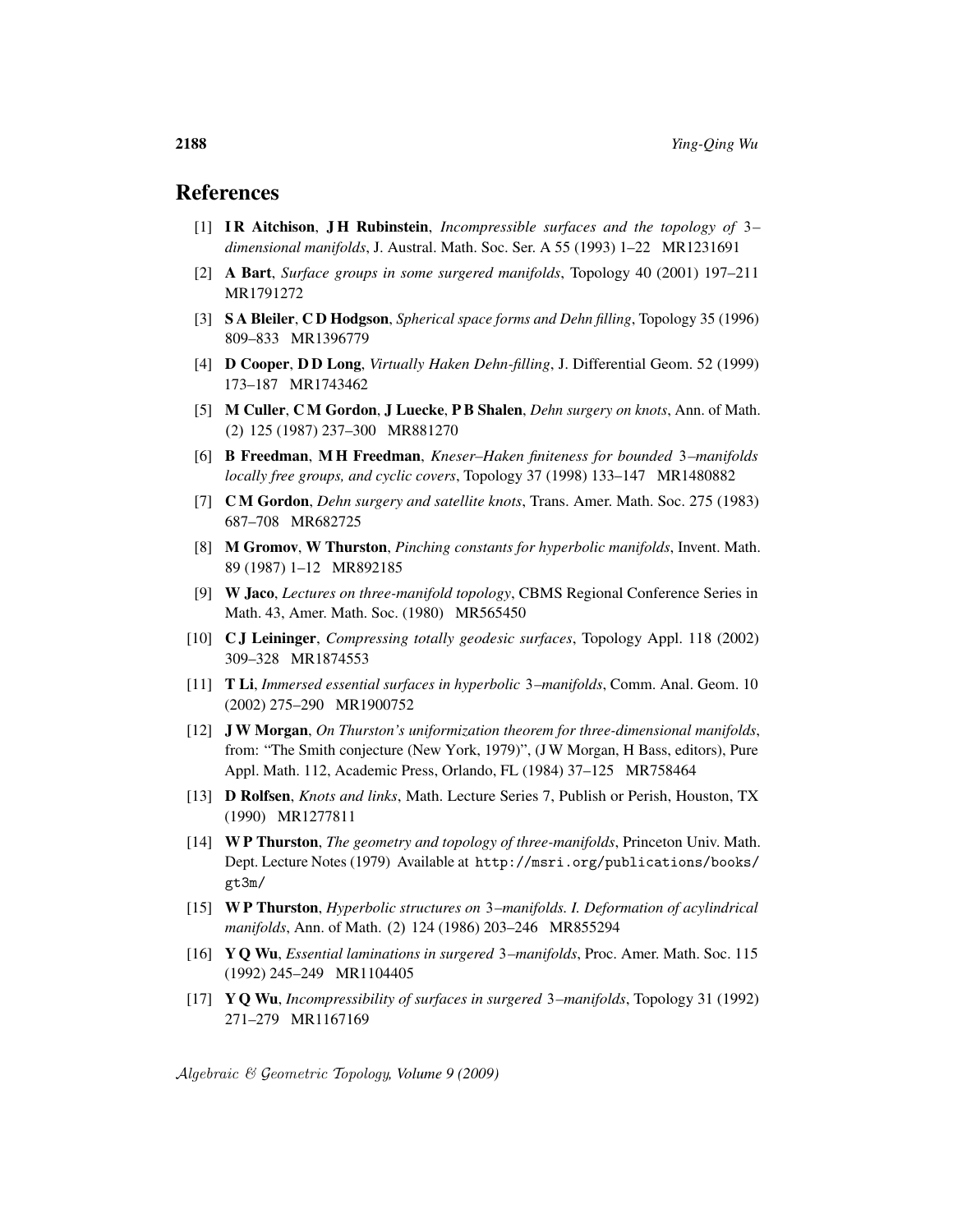## References

[1] **I R Aitchison**, **J H Rubinstein**, *Incompressible surfaces and the topology of 3–dimensional manifolds*, J. Austral. Math. Soc. Ser. A 55 (1993) 1–22 MR1231691

[2] **A Bart**, *Surface groups in some surgered manifolds*, Topology 40 (2001) 197–211 MR1791272

[3] **S A Bleiler**, **C D Hodgson**, *Spherical space forms and Dehn filling*, Topology 35 (1996) 809–833 MR1396779

[4] **D Cooper**, **D D Long**, *Virtually Haken Dehn-filling*, J. Differential Geom. 52 (1999) 173–187 MR1743462

[5] **M Culler**, **C M Gordon**, **J Luecke**, **P B Shalen**, *Dehn surgery on knots*, Ann. of Math. (2) 125 (1987) 237–300 MR881270

[6] **B Freedman**, **M H Freedman**, *Kneser–Haken finiteness for bounded 3–manifolds locally free groups, and cyclic covers*, Topology 37 (1998) 133–147 MR1480882

[7] **C M Gordon**, *Dehn surgery and satellite knots*, Trans. Amer. Math. Soc. 275 (1983) 687–708 MR682725

[8] **M Gromov**, **W Thurston**, *Pinching constants for hyperbolic manifolds*, Invent. Math. 89 (1987) 1–12 MR892185

[9] **W Jaco**, *Lectures on three-manifold topology*, CBMS Regional Conference Series in Math. 43, Amer. Math. Soc. (1980) MR565450

[10] **C J Leininger**, *Compressing totally geodesic surfaces*, Topology Appl. 118 (2002) 309–328 MR1874553

[11] **T Li**, *Immersed essential surfaces in hyperbolic 3–manifolds*, Comm. Anal. Geom. 10 (2002) 275–290 MR1900752

[12] **J W Morgan**, *On Thurston's uniformization theorem for three-dimensional manifolds*, from: "The Smith conjecture (New York, 1979)", (J W Morgan, H Bass, editors), Pure Appl. Math. 112, Academic Press, Orlando, FL (1984) 37–125 MR758464

[13] **D Rolfsen**, *Knots and links*, Math. Lecture Series 7, Publish or Perish, Houston, TX (1990) MR1277811

[14] **W P Thurston**, *The geometry and topology of three-manifolds*, Princeton Univ. Math. Dept. Lecture Notes (1979) Available at http://msri.org/publications/books/gt3m/

[15] **W P Thurston**, *Hyperbolic structures on 3–manifolds. I. Deformation of acylindrical manifolds*, Ann. of Math. (2) 124 (1986) 203–246 MR855294

[16] **Y Q Wu**, *Essential laminations in surgered 3–manifolds*, Proc. Amer. Math. Soc. 115 (1992) 245–249 MR1104405

[17] **Y Q Wu**, *Incompressibility of surfaces in surgered 3–manifolds*, Topology 31 (1992) 271–279 MR1167169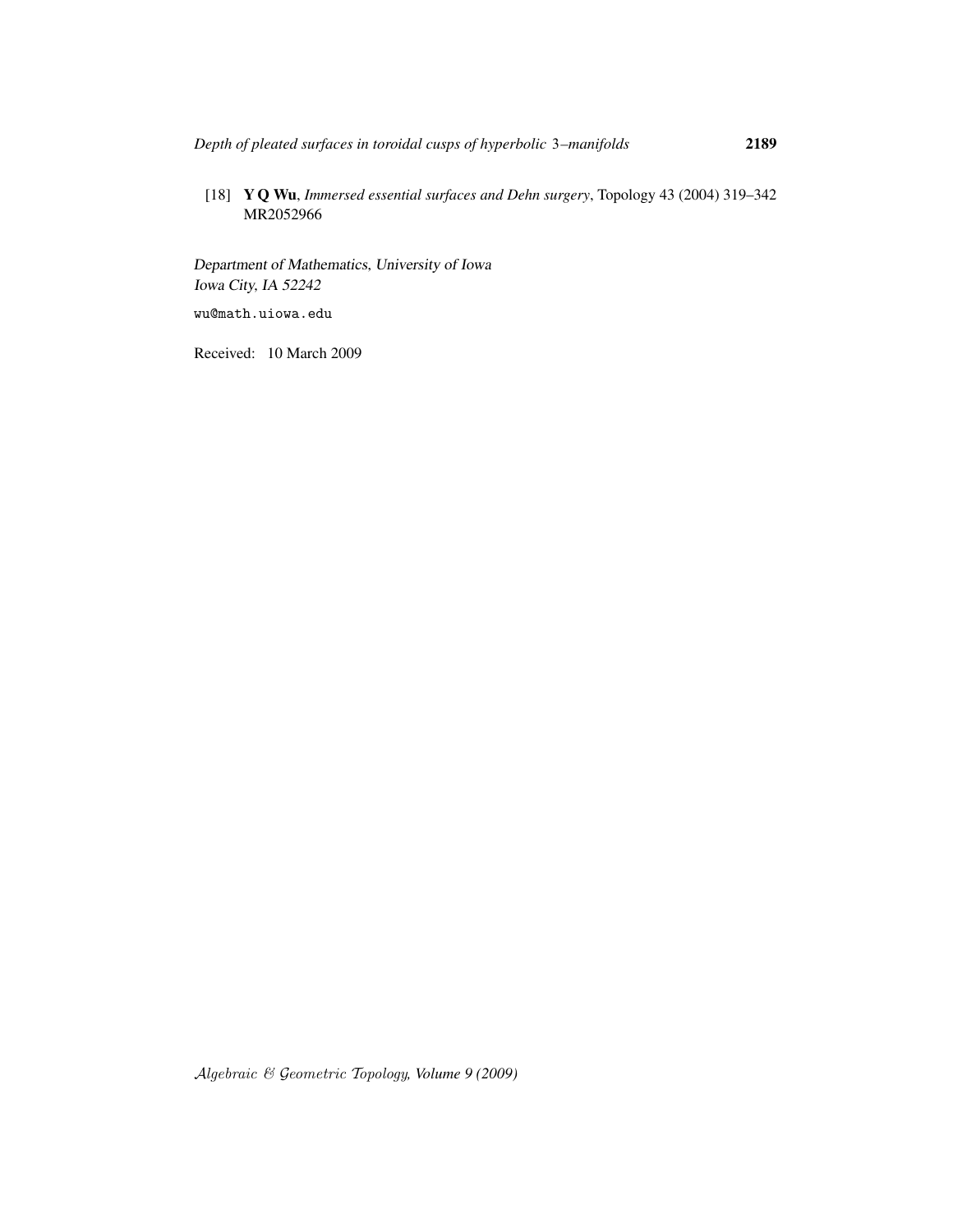[18] **Y Q Wu**, *Immersed essential surfaces and Dehn surgery*, Topology 43 (2004) 319–342 MR2052966

*Department of Mathematics, University of Iowa*
*Iowa City, IA 52242*

wu@math.uiowa.edu

Received: 10 March 2009